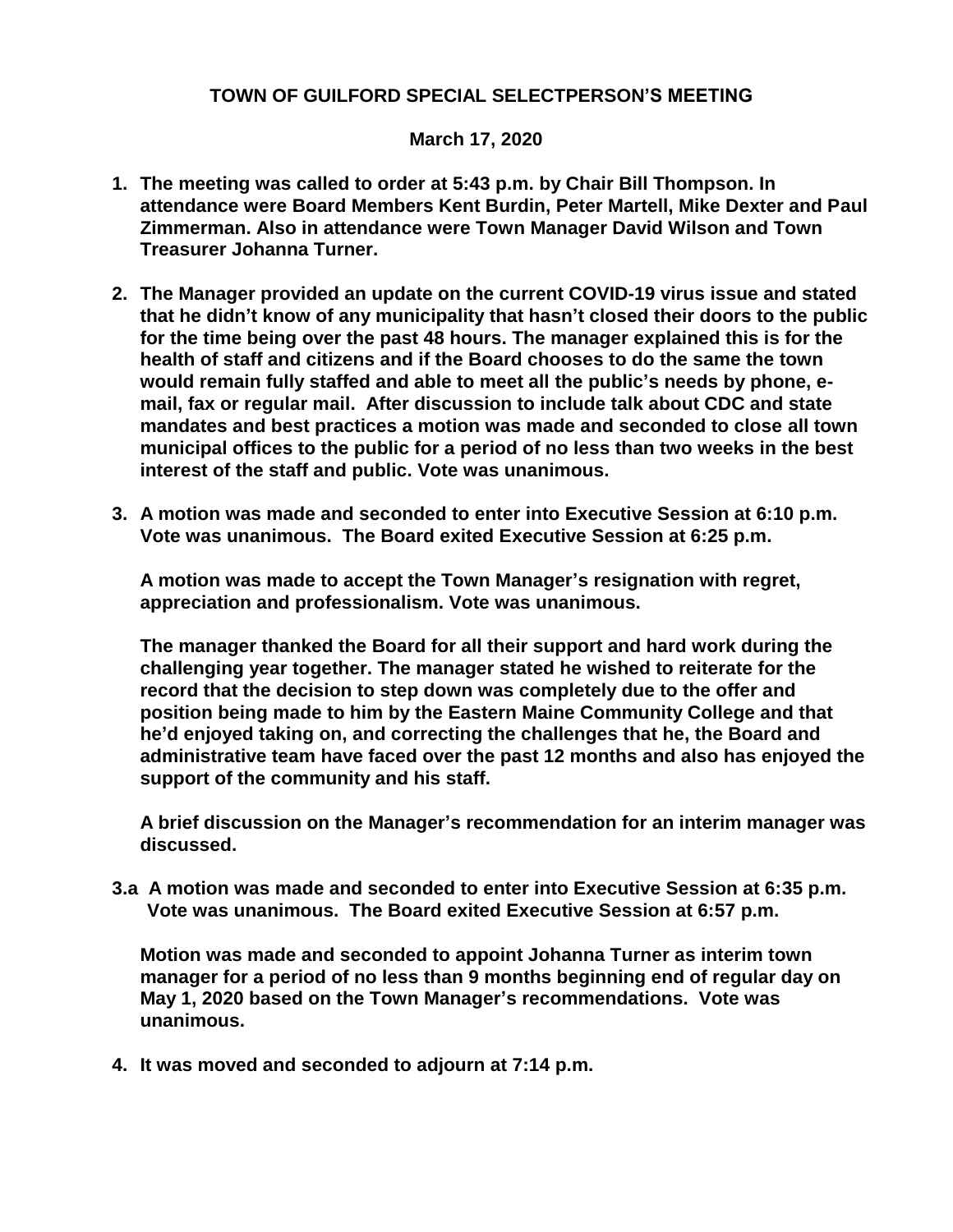**TOWN OF GUILFORD SPECIAL SELECTPERSON'S MEETING**

**March 17, 2020**

1. **The meeting was called to order at 5:43 p.m. by Chair Bill Thompson. In attendance were Board Members Kent Burdin, Peter Martell, Mike Dexter and Paul Zimmerman. Also in attendance were Town Manager David Wilson and Town Treasurer Johanna Turner.**

2. **The Manager provided an update on the current COVID-19 virus issue and stated that he didn't know of any municipality that hasn't closed their doors to the public for the time being over the past 48 hours. The manager explained this is for the health of staff and citizens and if the Board chooses to do the same the town would remain fully staffed and able to meet all the public's needs by phone, e-mail, fax or regular mail. After discussion to include talk about CDC and state mandates and best practices a motion was made and seconded to close all town municipal offices to the public for a period of no less than two weeks in the best interest of the staff and public. Vote was unanimous.**

3. **A motion was made and seconded to enter into Executive Session at 6:10 p.m. Vote was unanimous. The Board exited Executive Session at 6:25 p.m.**

   **A motion was made to accept the Town Manager's resignation with regret, appreciation and professionalism. Vote was unanimous.**

   **The manager thanked the Board for all their support and hard work during the challenging year together. The manager stated he wished to reiterate for the record that the decision to step down was completely due to the offer and position being made to him by the Eastern Maine Community College and that he'd enjoyed taking on, and correcting the challenges that he, the Board and administrative team have faced over the past 12 months and also has enjoyed the support of the community and his staff.**

   **A brief discussion on the Manager's recommendation for an interim manager was discussed.**

**3.a A motion was made and seconded to enter into Executive Session at 6:35 p.m. Vote was unanimous. The Board exited Executive Session at 6:57 p.m.**

   **Motion was made and seconded to appoint Johanna Turner as interim town manager for a period of no less than 9 months beginning end of regular day on May 1, 2020 based on the Town Manager's recommendations. Vote was unanimous.**

4. **It was moved and seconded to adjourn at 7:14 p.m.**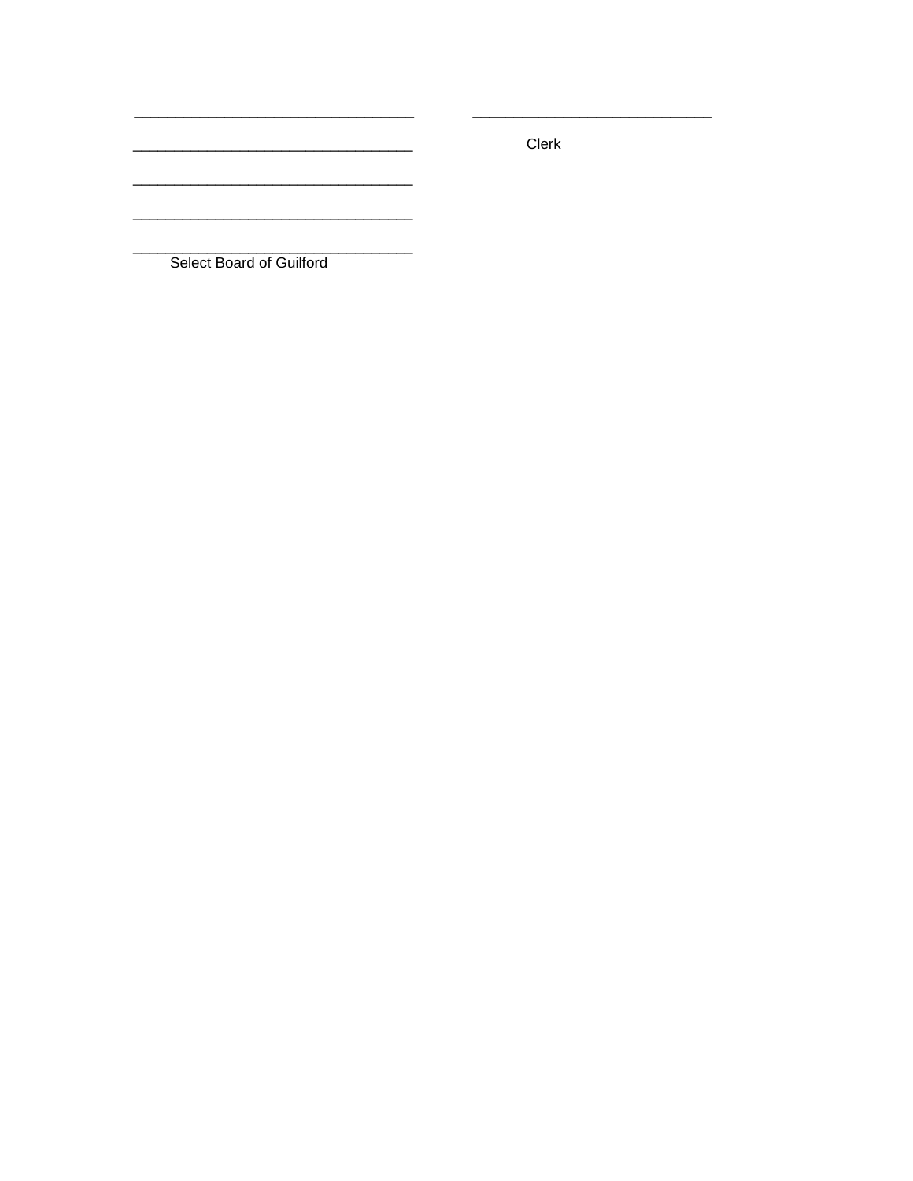\_\_\_\_\_\_\_\_\_\_\_\_\_\_\_\_\_\_\_\_\_\_\_\_\_\_\_\_\_\_\_\_\_\_ \_\_\_\_\_\_\_\_\_\_\_\_\_\_\_\_\_\_\_\_\_\_\_\_\_\_\_\_\_

\_\_\_\_\_\_\_\_\_\_\_\_\_\_\_\_\_\_\_\_\_\_\_\_\_\_\_\_\_\_\_\_\_\_ Clerk

\_\_\_\_\_\_\_\_\_\_\_\_\_\_\_\_\_\_\_\_\_\_\_\_\_\_\_\_\_\_\_\_\_\_

\_\_\_\_\_\_\_\_\_\_\_\_\_\_\_\_\_\_\_\_\_\_\_\_\_\_\_\_\_\_\_\_\_\_

\_\_\_\_\_\_\_\_\_\_\_\_\_\_\_\_\_\_\_\_\_\_\_\_\_\_\_\_\_\_\_\_\_\_

Select Board of Guilford